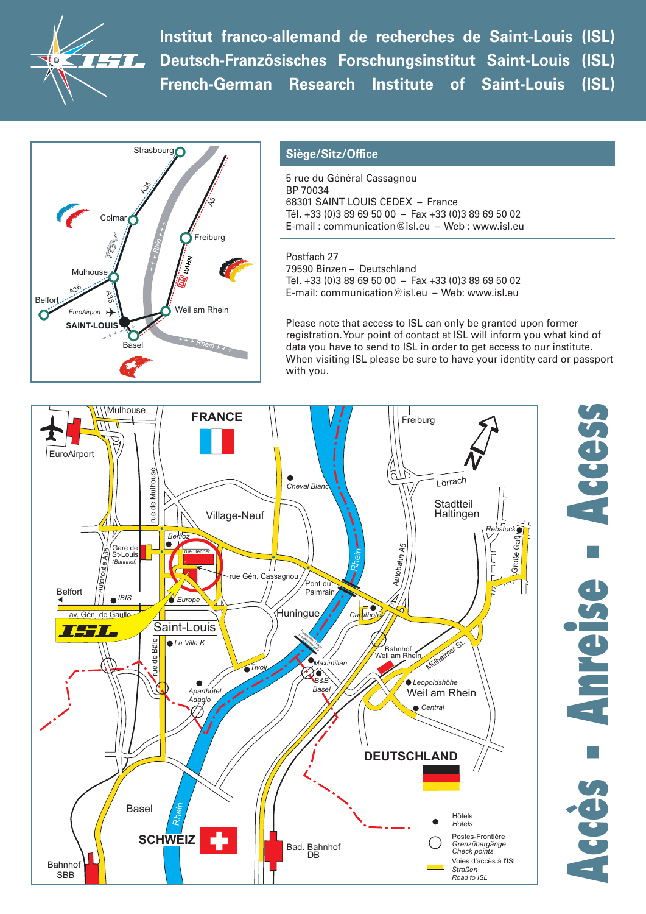# Institut franco-allemand de recherches de Saint-Louis (ISL)
# Deutsch-Französisches Forschungsinstitut Saint-Louis (ISL)
# French-German Research Institute of Saint-Louis (ISL)

## Siège/Sitz/Office

5 rue du Général Cassagnou
BP 70034
68301 SAINT LOUIS CEDEX – France
Tél. +33 (0)3 89 69 50 00 – Fax +33 (0)3 89 69 50 02
E-mail : communication@isl.eu – Web : www.isl.eu

Postfach 27
79590 Binzen – Deutschland
Tel. +33 (0)3 89 69 50 00 – Fax +33 (0)3 89 69 50 02
E-mail: communication@isl.eu – Web: www.isl.eu

Please note that access to ISL can only be granted upon former registration. Your point of contact at ISL will inform you what kind of data you have to send to ISL in order to get access to our institute. When visiting ISL please be sure to have your identity card or passport with you.

## Accès - Anreise - Access

Legend:
- Hôtels / Hotels
- Postes-Frontière / Grenzübergänge / Check points
- Voies d'accès à l'ISL / Straßen / Road to ISL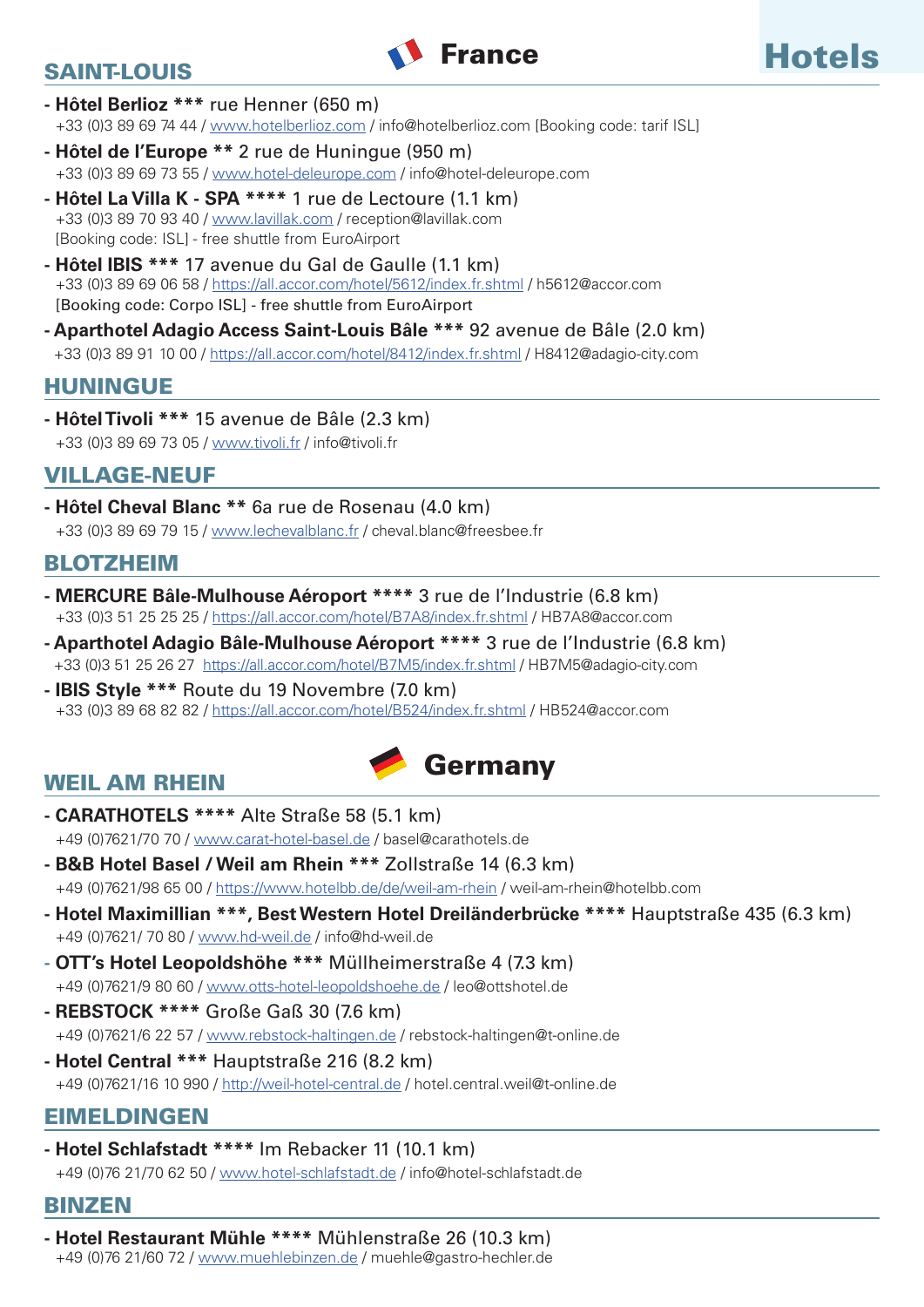# Hotels

## France

### SAINT-LOUIS

- **Hôtel Berlioz \*\*\*** rue Henner (650 m)
  +33 (0)3 89 69 74 44 / www.hotelberlioz.com / info@hotelberlioz.com [Booking code: tarif ISL]
- **Hôtel de l'Europe \*\*** 2 rue de Huningue (950 m)
  +33 (0)3 89 69 73 55 / www.hotel-deleurope.com / info@hotel-deleurope.com
- **Hôtel La Villa K - SPA \*\*\*\*** 1 rue de Lectoure (1.1 km)
  +33 (0)3 89 70 93 40 / www.lavillak.com / reception@lavillak.com
  [Booking code: ISL] - free shuttle from EuroAirport
- **Hôtel IBIS \*\*\*** 17 avenue du Gal de Gaulle (1.1 km)
  +33 (0)3 89 69 06 58 / https://all.accor.com/hotel/5612/index.fr.shtml / h5612@accor.com
  [Booking code: Corpo ISL] - free shuttle from EuroAirport
- **Aparthotel Adagio Access Saint-Louis Bâle \*\*\*** 92 avenue de Bâle (2.0 km)
  +33 (0)3 89 91 10 00 / https://all.accor.com/hotel/8412/index.fr.shtml / H8412@adagio-city.com

### HUNINGUE

- **Hôtel Tivoli \*\*\*** 15 avenue de Bâle (2.3 km)
  +33 (0)3 89 69 73 05 / www.tivoli.fr / info@tivoli.fr

### VILLAGE-NEUF

- **Hôtel Cheval Blanc \*\*** 6a rue de Rosenau (4.0 km)
  +33 (0)3 89 69 79 15 / www.lechevalblanc.fr / cheval.blanc@freesbee.fr

### BLOTZHEIM

- **MERCURE Bâle-Mulhouse Aéroport \*\*\*\*** 3 rue de l'Industrie (6.8 km)
  +33 (0)3 51 25 25 25 / https://all.accor.com/hotel/B7A8/index.fr.shtml / HB7A8@accor.com
- **Aparthotel Adagio Bâle-Mulhouse Aéroport \*\*\*\*** 3 rue de l'Industrie (6.8 km)
  +33 (0)3 51 25 26 27 https://all.accor.com/hotel/B7M5/index.fr.shtml / HB7M5@adagio-city.com
- **IBIS Style \*\*\*** Route du 19 Novembre (7.0 km)
  +33 (0)3 89 68 82 82 / https://all.accor.com/hotel/B524/index.fr.shtml / HB524@accor.com

## Germany

### WEIL AM RHEIN

- **CARATHOTELS \*\*\*\*** Alte Straße 58 (5.1 km)
  +49 (0)7621/70 70 / www.carat-hotel-basel.de / basel@carathotels.de
- **B&B Hotel Basel / Weil am Rhein \*\*\*** Zollstraße 14 (6.3 km)
  +49 (0)7621/98 65 00 / https://www.hotelbb.de/de/weil-am-rhein / weil-am-rhein@hotelbb.com
- **Hotel Maximillian \*\*\*, Best Western Hotel Dreiländerbrücke \*\*\*\*** Hauptstraße 435 (6.3 km)
  +49 (0)7621/ 70 80 / www.hd-weil.de / info@hd-weil.de
- **OTT's Hotel Leopoldshöhe \*\*\*** Müllheimerstraße 4 (7.3 km)
  +49 (0)7621/9 80 60 / www.otts-hotel-leopoldshoehe.de / leo@ottshotel.de
- **REBSTOCK \*\*\*\*** Große Gaß 30 (7.6 km)
  +49 (0)7621/6 22 57 / www.rebstock-haltingen.de / rebstock-haltingen@t-online.de
- **Hotel Central \*\*\*** Hauptstraße 216 (8.2 km)
  +49 (0)7621/16 10 990 / http://weil-hotel-central.de / hotel.central.weil@t-online.de

### EIMELDINGEN

- **Hotel Schlafstadt \*\*\*\*** Im Rebacker 11 (10.1 km)
  +49 (0)76 21/70 62 50 / www.hotel-schlafstadt.de / info@hotel-schlafstadt.de

### BINZEN

- **Hotel Restaurant Mühle \*\*\*\*** Mühlenstraße 26 (10.3 km)
  +49 (0)76 21/60 72 / www.muehlebinzen.de / muehle@gastro-hechler.de